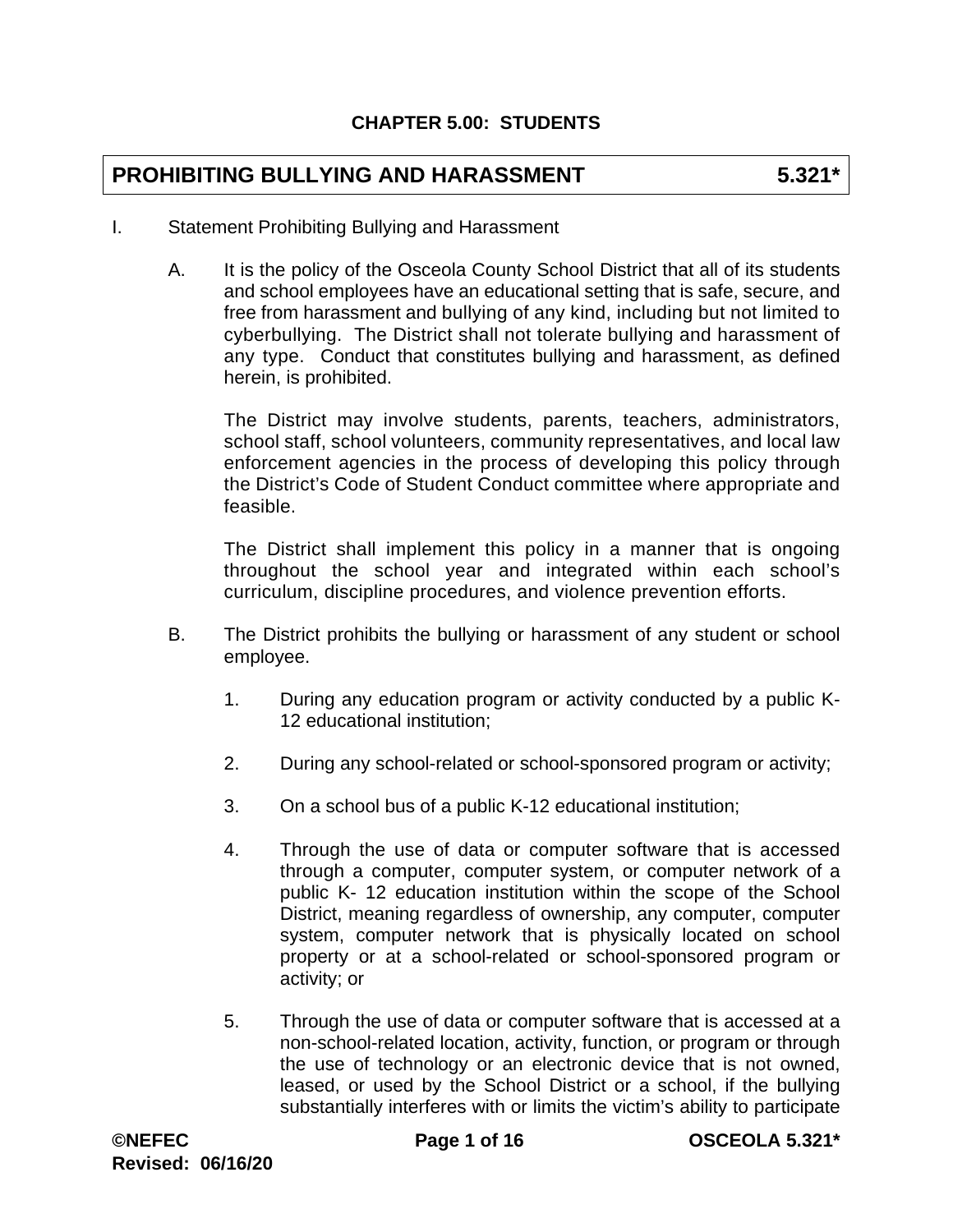## CHAPTER 5.00: STUDENTS

# PROHIBITING BULLYING AND HARASSMENT 5.321*

I. Statement Prohibiting Bullying and Harassment

A. It is the policy of the Osceola County School District that all of its students and school employees have an educational setting that is safe, secure, and free from harassment and bullying of any kind, including but not limited to cyberbullying. The District shall not tolerate bullying and harassment of any type. Conduct that constitutes bullying and harassment, as defined herein, is prohibited.

The District may involve students, parents, teachers, administrators, school staff, school volunteers, community representatives, and local law enforcement agencies in the process of developing this policy through the District's Code of Student Conduct committee where appropriate and feasible.

The District shall implement this policy in a manner that is ongoing throughout the school year and integrated within each school's curriculum, discipline procedures, and violence prevention efforts.

B. The District prohibits the bullying or harassment of any student or school employee.

1. During any education program or activity conducted by a public K-12 educational institution;

2. During any school-related or school-sponsored program or activity;

3. On a school bus of a public K-12 educational institution;

4. Through the use of data or computer software that is accessed through a computer, computer system, or computer network of a public K- 12 education institution within the scope of the School District, meaning regardless of ownership, any computer, computer system, computer network that is physically located on school property or at a school-related or school-sponsored program or activity; or

5. Through the use of data or computer software that is accessed at a non-school-related location, activity, function, or program or through the use of technology or an electronic device that is not owned, leased, or used by the School District or a school, if the bullying substantially interferes with or limits the victim's ability to participate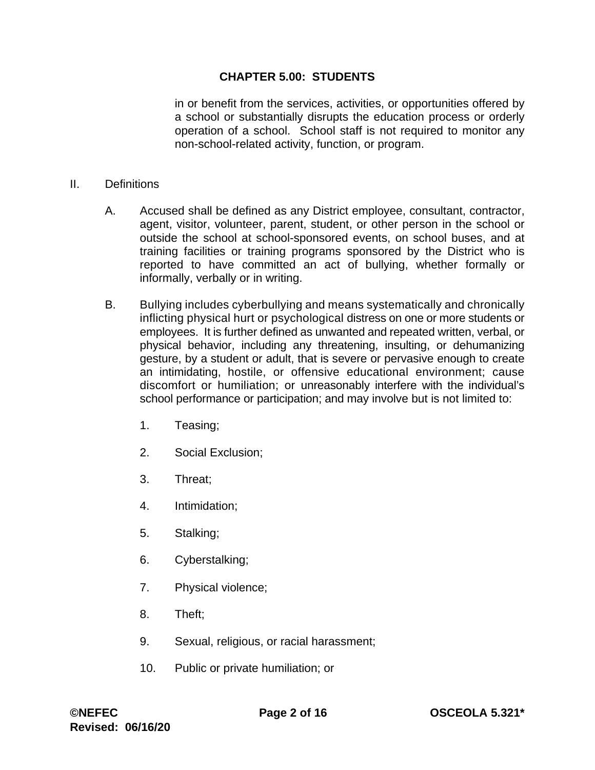in or benefit from the services, activities, or opportunities offered by a school or substantially disrupts the education process or orderly operation of a school. School staff is not required to monitor any non-school-related activity, function, or program.

II. Definitions

A. Accused shall be defined as any District employee, consultant, contractor, agent, visitor, volunteer, parent, student, or other person in the school or outside the school at school-sponsored events, on school buses, and at training facilities or training programs sponsored by the District who is reported to have committed an act of bullying, whether formally or informally, verbally or in writing.

B. Bullying includes cyberbullying and means systematically and chronically inflicting physical hurt or psychological distress on one or more students or employees. It is further defined as unwanted and repeated written, verbal, or physical behavior, including any threatening, insulting, or dehumanizing gesture, by a student or adult, that is severe or pervasive enough to create an intimidating, hostile, or offensive educational environment; cause discomfort or humiliation; or unreasonably interfere with the individual's school performance or participation; and may involve but is not limited to:

1. Teasing;
2. Social Exclusion;
3. Threat;
4. Intimidation;
5. Stalking;
6. Cyberstalking;
7. Physical violence;
8. Theft;
9. Sexual, religious, or racial harassment;
10. Public or private humiliation; or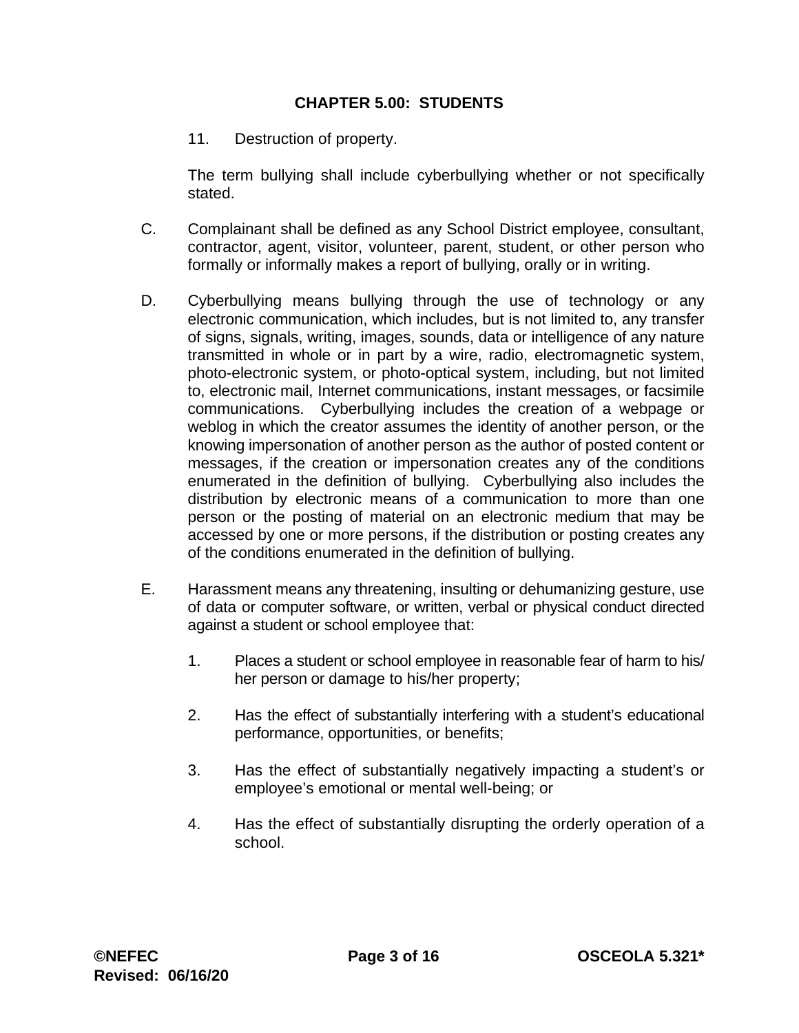11. Destruction of property.

The term bullying shall include cyberbullying whether or not specifically stated.

C. Complainant shall be defined as any School District employee, consultant, contractor, agent, visitor, volunteer, parent, student, or other person who formally or informally makes a report of bullying, orally or in writing.

D. Cyberbullying means bullying through the use of technology or any electronic communication, which includes, but is not limited to, any transfer of signs, signals, writing, images, sounds, data or intelligence of any nature transmitted in whole or in part by a wire, radio, electromagnetic system, photo-electronic system, or photo-optical system, including, but not limited to, electronic mail, Internet communications, instant messages, or facsimile communications. Cyberbullying includes the creation of a webpage or weblog in which the creator assumes the identity of another person, or the knowing impersonation of another person as the author of posted content or messages, if the creation or impersonation creates any of the conditions enumerated in the definition of bullying. Cyberbullying also includes the distribution by electronic means of a communication to more than one person or the posting of material on an electronic medium that may be accessed by one or more persons, if the distribution or posting creates any of the conditions enumerated in the definition of bullying.

E. Harassment means any threatening, insulting or dehumanizing gesture, use of data or computer software, or written, verbal or physical conduct directed against a student or school employee that:

1. Places a student or school employee in reasonable fear of harm to his/her person or damage to his/her property;

2. Has the effect of substantially interfering with a student's educational performance, opportunities, or benefits;

3. Has the effect of substantially negatively impacting a student's or employee's emotional or mental well-being; or

4. Has the effect of substantially disrupting the orderly operation of a school.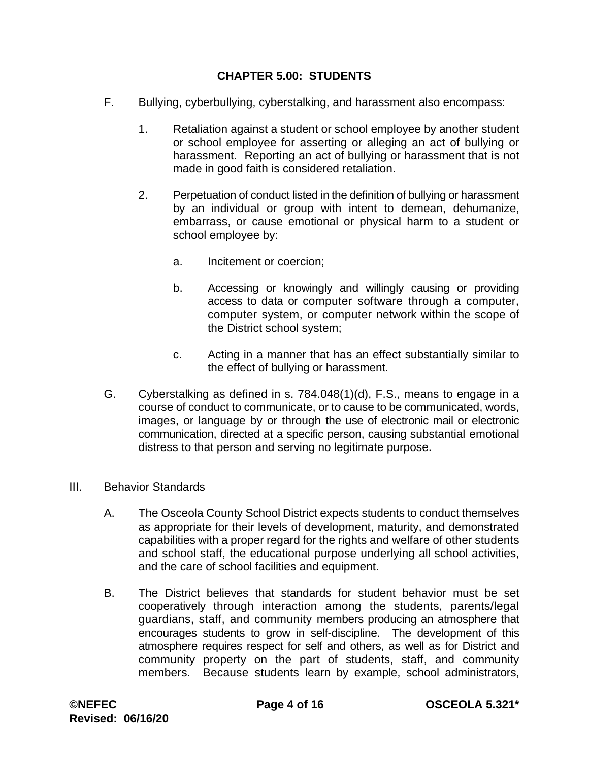**CHAPTER 5.00: STUDENTS**

F. Bullying, cyberbullying, cyberstalking, and harassment also encompass:

   1. Retaliation against a student or school employee by another student or school employee for asserting or alleging an act of bullying or harassment. Reporting an act of bullying or harassment that is not made in good faith is considered retaliation.

   2. Perpetuation of conduct listed in the definition of bullying or harassment by an individual or group with intent to demean, dehumanize, embarrass, or cause emotional or physical harm to a student or school employee by:

      a. Incitement or coercion;

      b. Accessing or knowingly and willingly causing or providing access to data or computer software through a computer, computer system, or computer network within the scope of the District school system;

      c. Acting in a manner that has an effect substantially similar to the effect of bullying or harassment.

G. Cyberstalking as defined in s. 784.048(1)(d), F.S., means to engage in a course of conduct to communicate, or to cause to be communicated, words, images, or language by or through the use of electronic mail or electronic communication, directed at a specific person, causing substantial emotional distress to that person and serving no legitimate purpose.

III. Behavior Standards

A. The Osceola County School District expects students to conduct themselves as appropriate for their levels of development, maturity, and demonstrated capabilities with a proper regard for the rights and welfare of other students and school staff, the educational purpose underlying all school activities, and the care of school facilities and equipment.

B. The District believes that standards for student behavior must be set cooperatively through interaction among the students, parents/legal guardians, staff, and community members producing an atmosphere that encourages students to grow in self-discipline. The development of this atmosphere requires respect for self and others, as well as for District and community property on the part of students, staff, and community members. Because students learn by example, school administrators,

©NEFEC
Revised: 06/16/20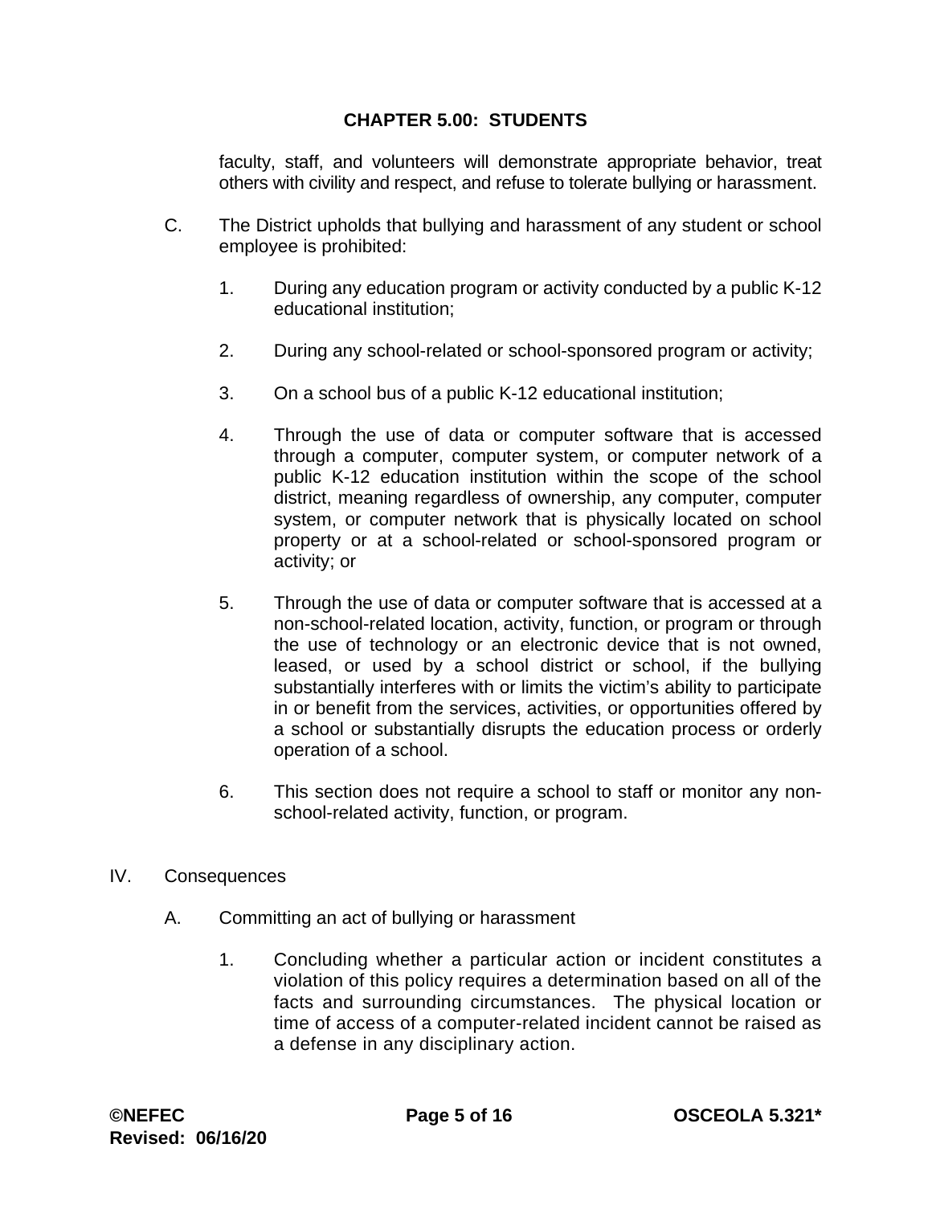faculty, staff, and volunteers will demonstrate appropriate behavior, treat others with civility and respect, and refuse to tolerate bullying or harassment.

C. The District upholds that bullying and harassment of any student or school employee is prohibited:

   1. During any education program or activity conducted by a public K-12 educational institution;

   2. During any school-related or school-sponsored program or activity;

   3. On a school bus of a public K-12 educational institution;

   4. Through the use of data or computer software that is accessed through a computer, computer system, or computer network of a public K-12 education institution within the scope of the school district, meaning regardless of ownership, any computer, computer system, or computer network that is physically located on school property or at a school-related or school-sponsored program or activity; or

   5. Through the use of data or computer software that is accessed at a non-school-related location, activity, function, or program or through the use of technology or an electronic device that is not owned, leased, or used by a school district or school, if the bullying substantially interferes with or limits the victim's ability to participate in or benefit from the services, activities, or opportunities offered by a school or substantially disrupts the education process or orderly operation of a school.

   6. This section does not require a school to staff or monitor any non-school-related activity, function, or program.

IV. Consequences

A. Committing an act of bullying or harassment

   1. Concluding whether a particular action or incident constitutes a violation of this policy requires a determination based on all of the facts and surrounding circumstances. The physical location or time of access of a computer-related incident cannot be raised as a defense in any disciplinary action.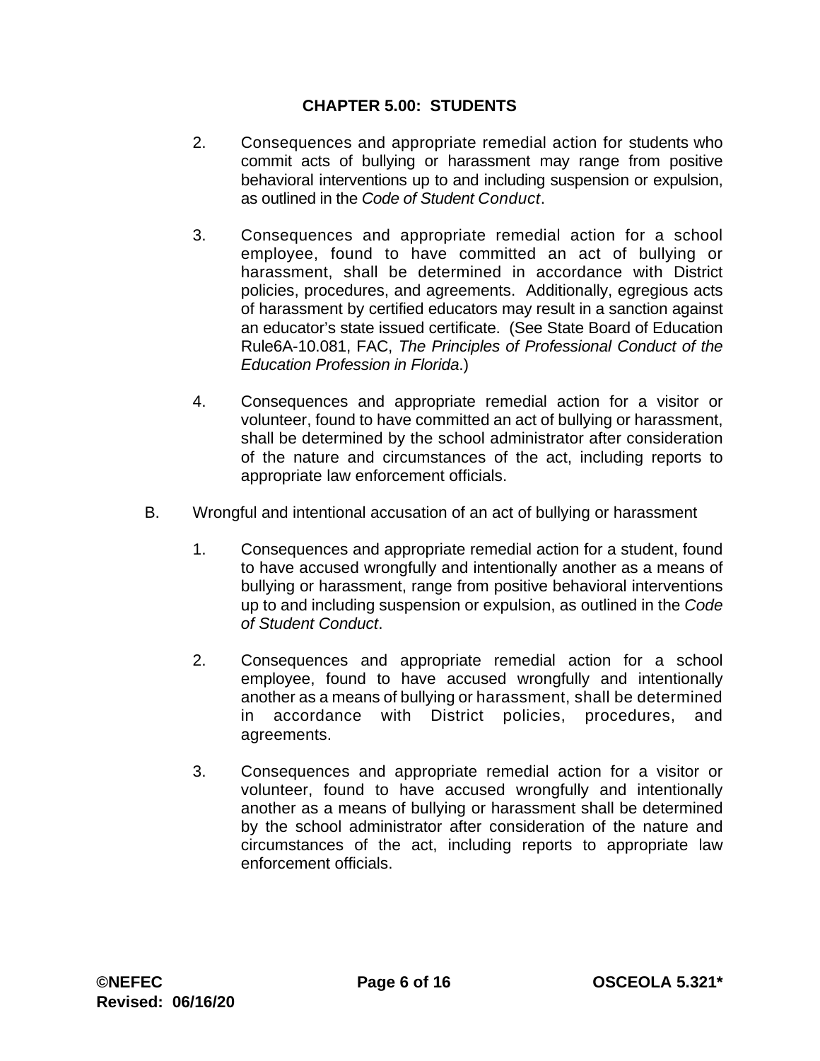## CHAPTER 5.00: STUDENTS

2. Consequences and appropriate remedial action for students who commit acts of bullying or harassment may range from positive behavioral interventions up to and including suspension or expulsion, as outlined in the *Code of Student Conduct*.

3. Consequences and appropriate remedial action for a school employee, found to have committed an act of bullying or harassment, shall be determined in accordance with District policies, procedures, and agreements. Additionally, egregious acts of harassment by certified educators may result in a sanction against an educator's state issued certificate. (See State Board of Education Rule6A-10.081, FAC, *The Principles of Professional Conduct of the Education Profession in Florida*.)

4. Consequences and appropriate remedial action for a visitor or volunteer, found to have committed an act of bullying or harassment, shall be determined by the school administrator after consideration of the nature and circumstances of the act, including reports to appropriate law enforcement officials.

B. Wrongful and intentional accusation of an act of bullying or harassment

1. Consequences and appropriate remedial action for a student, found to have accused wrongfully and intentionally another as a means of bullying or harassment, range from positive behavioral interventions up to and including suspension or expulsion, as outlined in the *Code of Student Conduct*.

2. Consequences and appropriate remedial action for a school employee, found to have accused wrongfully and intentionally another as a means of bullying or harassment, shall be determined in accordance with District policies, procedures, and agreements.

3. Consequences and appropriate remedial action for a visitor or volunteer, found to have accused wrongfully and intentionally another as a means of bullying or harassment shall be determined by the school administrator after consideration of the nature and circumstances of the act, including reports to appropriate law enforcement officials.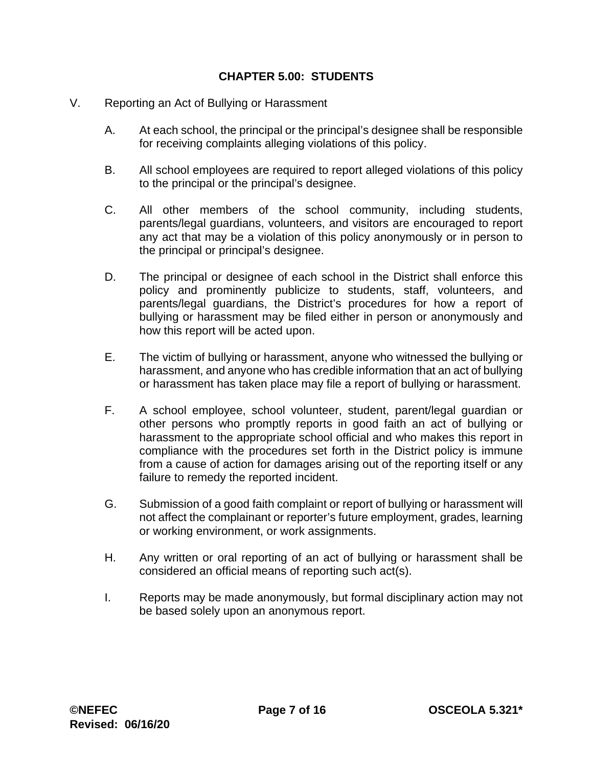## CHAPTER 5.00: STUDENTS

V. Reporting an Act of Bullying or Harassment

A. At each school, the principal or the principal's designee shall be responsible for receiving complaints alleging violations of this policy.

B. All school employees are required to report alleged violations of this policy to the principal or the principal's designee.

C. All other members of the school community, including students, parents/legal guardians, volunteers, and visitors are encouraged to report any act that may be a violation of this policy anonymously or in person to the principal or principal's designee.

D. The principal or designee of each school in the District shall enforce this policy and prominently publicize to students, staff, volunteers, and parents/legal guardians, the District's procedures for how a report of bullying or harassment may be filed either in person or anonymously and how this report will be acted upon.

E. The victim of bullying or harassment, anyone who witnessed the bullying or harassment, and anyone who has credible information that an act of bullying or harassment has taken place may file a report of bullying or harassment.

F. A school employee, school volunteer, student, parent/legal guardian or other persons who promptly reports in good faith an act of bullying or harassment to the appropriate school official and who makes this report in compliance with the procedures set forth in the District policy is immune from a cause of action for damages arising out of the reporting itself or any failure to remedy the reported incident.

G. Submission of a good faith complaint or report of bullying or harassment will not affect the complainant or reporter's future employment, grades, learning or working environment, or work assignments.

H. Any written or oral reporting of an act of bullying or harassment shall be considered an official means of reporting such act(s).

I. Reports may be made anonymously, but formal disciplinary action may not be based solely upon an anonymous report.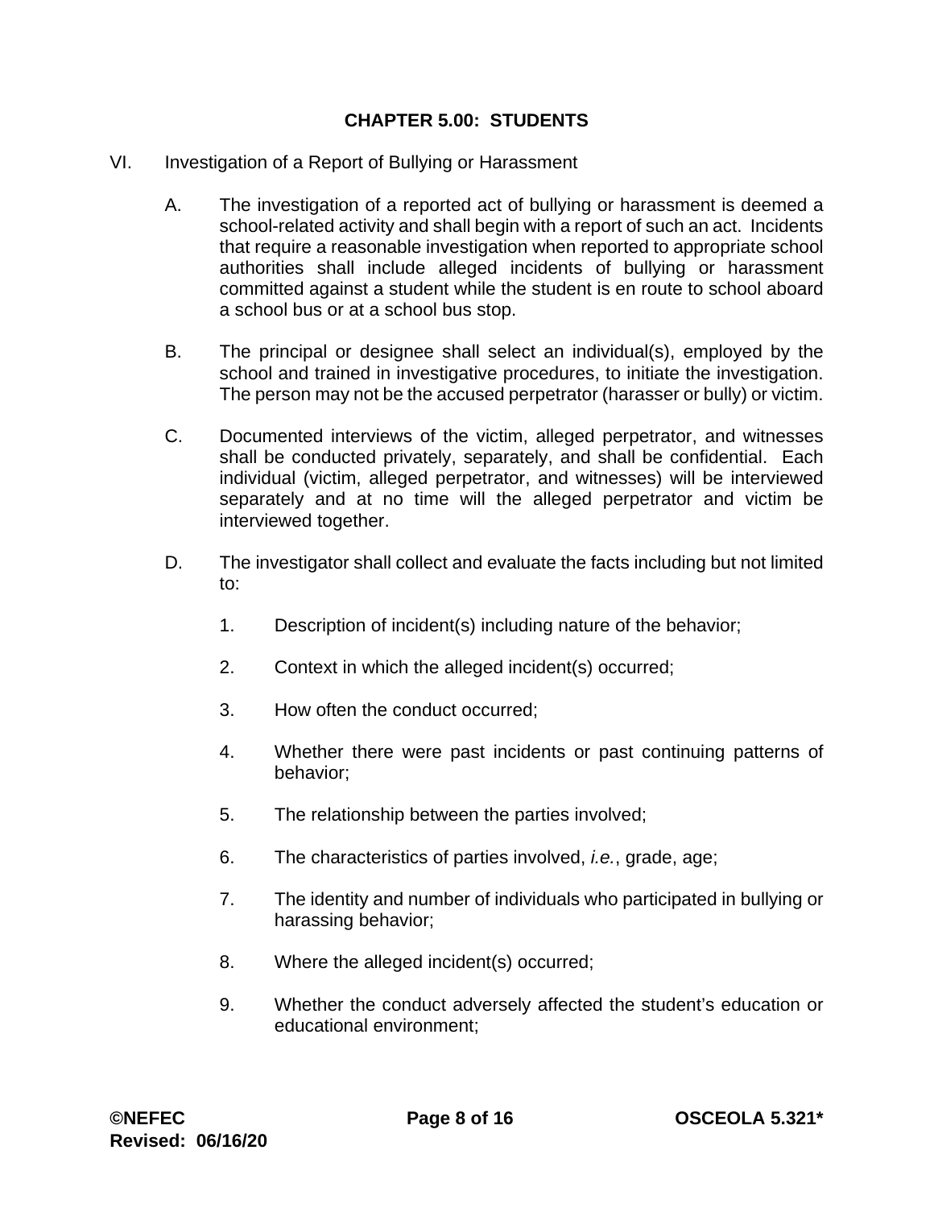## CHAPTER 5.00: STUDENTS

VI. Investigation of a Report of Bullying or Harassment

A. The investigation of a reported act of bullying or harassment is deemed a school-related activity and shall begin with a report of such an act. Incidents that require a reasonable investigation when reported to appropriate school authorities shall include alleged incidents of bullying or harassment committed against a student while the student is en route to school aboard a school bus or at a school bus stop.

B. The principal or designee shall select an individual(s), employed by the school and trained in investigative procedures, to initiate the investigation. The person may not be the accused perpetrator (harasser or bully) or victim.

C. Documented interviews of the victim, alleged perpetrator, and witnesses shall be conducted privately, separately, and shall be confidential. Each individual (victim, alleged perpetrator, and witnesses) will be interviewed separately and at no time will the alleged perpetrator and victim be interviewed together.

D. The investigator shall collect and evaluate the facts including but not limited to:

1. Description of incident(s) including nature of the behavior;
2. Context in which the alleged incident(s) occurred;
3. How often the conduct occurred;
4. Whether there were past incidents or past continuing patterns of behavior;
5. The relationship between the parties involved;
6. The characteristics of parties involved, *i.e.*, grade, age;
7. The identity and number of individuals who participated in bullying or harassing behavior;
8. Where the alleged incident(s) occurred;
9. Whether the conduct adversely affected the student's education or educational environment;

**©NEFEC**
**Revised: 06/16/20**
**OSCEOLA 5.321***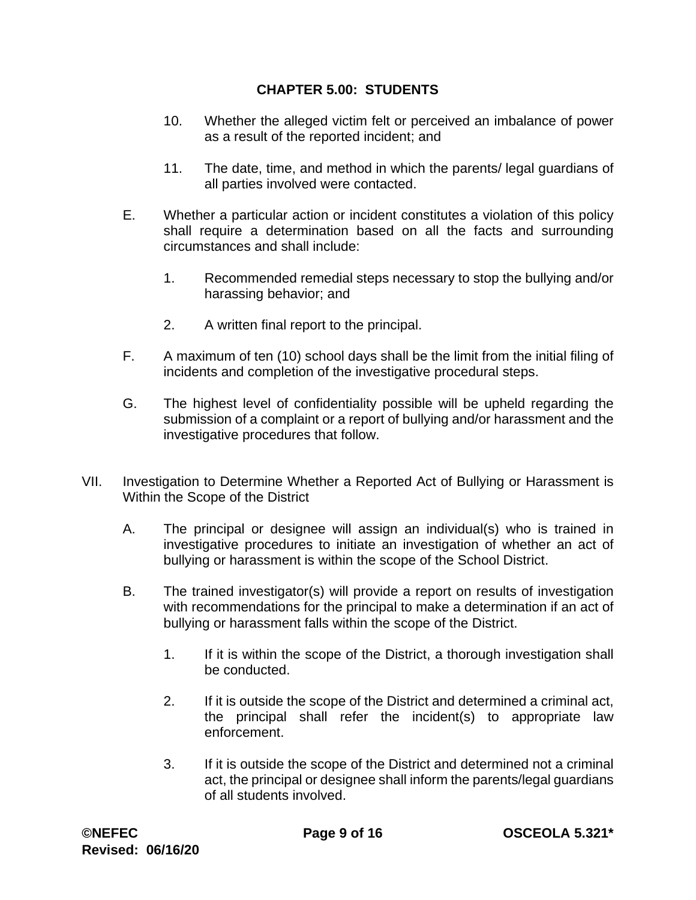10. Whether the alleged victim felt or perceived an imbalance of power as a result of the reported incident; and

11. The date, time, and method in which the parents/ legal guardians of all parties involved were contacted.

E. Whether a particular action or incident constitutes a violation of this policy shall require a determination based on all the facts and surrounding circumstances and shall include:

   1. Recommended remedial steps necessary to stop the bullying and/or harassing behavior; and

   2. A written final report to the principal.

F. A maximum of ten (10) school days shall be the limit from the initial filing of incidents and completion of the investigative procedural steps.

G. The highest level of confidentiality possible will be upheld regarding the submission of a complaint or a report of bullying and/or harassment and the investigative procedures that follow.

VII. Investigation to Determine Whether a Reported Act of Bullying or Harassment is Within the Scope of the District

A. The principal or designee will assign an individual(s) who is trained in investigative procedures to initiate an investigation of whether an act of bullying or harassment is within the scope of the School District.

B. The trained investigator(s) will provide a report on results of investigation with recommendations for the principal to make a determination if an act of bullying or harassment falls within the scope of the District.

   1. If it is within the scope of the District, a thorough investigation shall be conducted.

   2. If it is outside the scope of the District and determined a criminal act, the principal shall refer the incident(s) to appropriate law enforcement.

   3. If it is outside the scope of the District and determined not a criminal act, the principal or designee shall inform the parents/legal guardians of all students involved.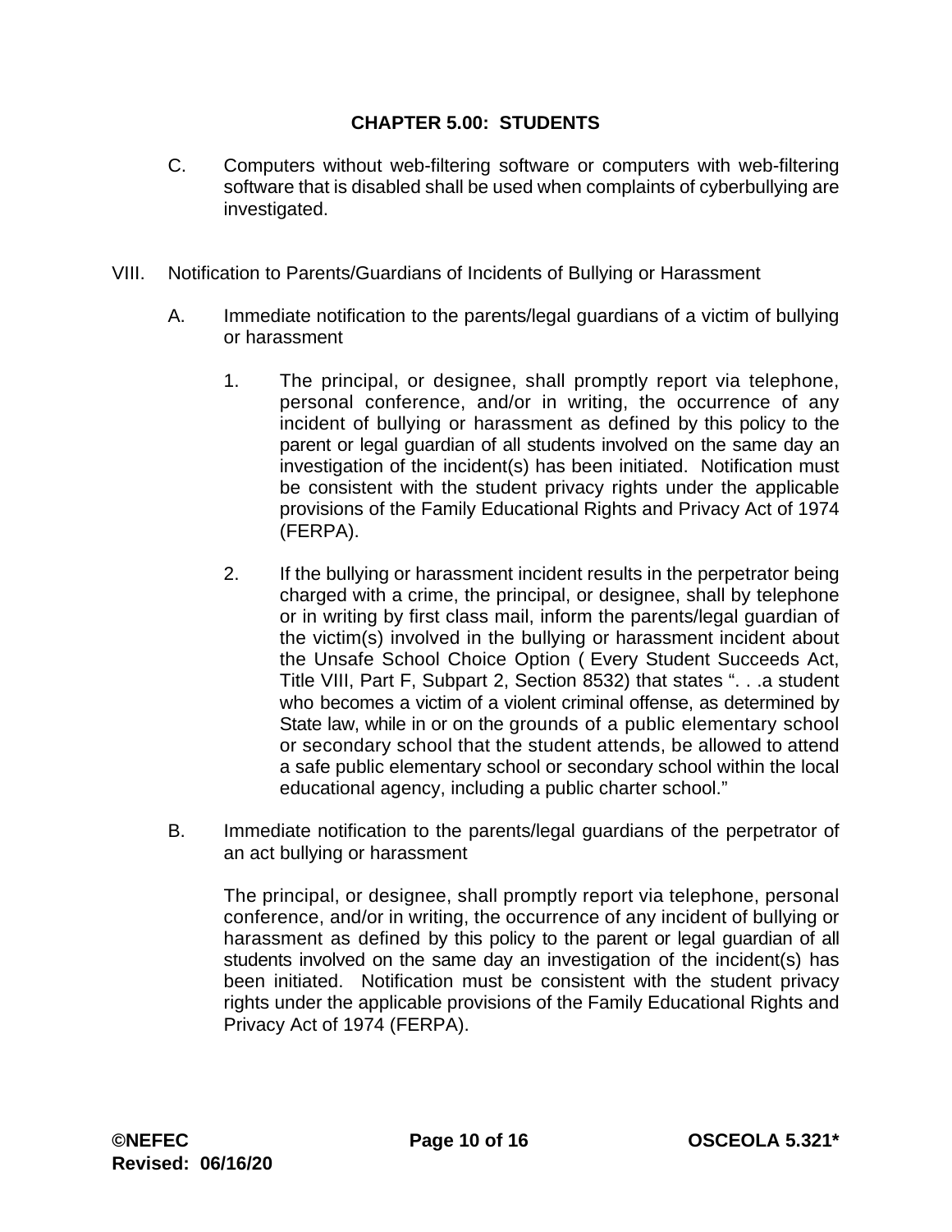## CHAPTER 5.00: STUDENTS

C. Computers without web-filtering software or computers with web-filtering software that is disabled shall be used when complaints of cyberbullying are investigated.

VIII. Notification to Parents/Guardians of Incidents of Bullying or Harassment

A. Immediate notification to the parents/legal guardians of a victim of bullying or harassment

1. The principal, or designee, shall promptly report via telephone, personal conference, and/or in writing, the occurrence of any incident of bullying or harassment as defined by this policy to the parent or legal guardian of all students involved on the same day an investigation of the incident(s) has been initiated. Notification must be consistent with the student privacy rights under the applicable provisions of the Family Educational Rights and Privacy Act of 1974 (FERPA).

2. If the bullying or harassment incident results in the perpetrator being charged with a crime, the principal, or designee, shall by telephone or in writing by first class mail, inform the parents/legal guardian of the victim(s) involved in the bullying or harassment incident about the Unsafe School Choice Option ( Every Student Succeeds Act, Title VIII, Part F, Subpart 2, Section 8532) that states ". . .a student who becomes a victim of a violent criminal offense, as determined by State law, while in or on the grounds of a public elementary school or secondary school that the student attends, be allowed to attend a safe public elementary school or secondary school within the local educational agency, including a public charter school."

B. Immediate notification to the parents/legal guardians of the perpetrator of an act bullying or harassment

The principal, or designee, shall promptly report via telephone, personal conference, and/or in writing, the occurrence of any incident of bullying or harassment as defined by this policy to the parent or legal guardian of all students involved on the same day an investigation of the incident(s) has been initiated. Notification must be consistent with the student privacy rights under the applicable provisions of the Family Educational Rights and Privacy Act of 1974 (FERPA).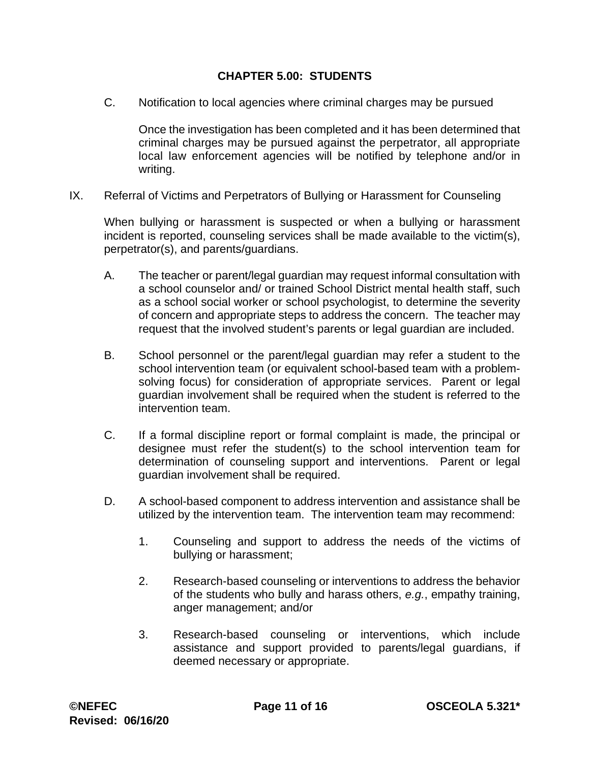## CHAPTER 5.00: STUDENTS

C. Notification to local agencies where criminal charges may be pursued

Once the investigation has been completed and it has been determined that criminal charges may be pursued against the perpetrator, all appropriate local law enforcement agencies will be notified by telephone and/or in writing.

IX. Referral of Victims and Perpetrators of Bullying or Harassment for Counseling

When bullying or harassment is suspected or when a bullying or harassment incident is reported, counseling services shall be made available to the victim(s), perpetrator(s), and parents/guardians.

A. The teacher or parent/legal guardian may request informal consultation with a school counselor and/ or trained School District mental health staff, such as a school social worker or school psychologist, to determine the severity of concern and appropriate steps to address the concern. The teacher may request that the involved student's parents or legal guardian are included.

B. School personnel or the parent/legal guardian may refer a student to the school intervention team (or equivalent school-based team with a problem-solving focus) for consideration of appropriate services. Parent or legal guardian involvement shall be required when the student is referred to the intervention team.

C. If a formal discipline report or formal complaint is made, the principal or designee must refer the student(s) to the school intervention team for determination of counseling support and interventions. Parent or legal guardian involvement shall be required.

D. A school-based component to address intervention and assistance shall be utilized by the intervention team. The intervention team may recommend:

1. Counseling and support to address the needs of the victims of bullying or harassment;

2. Research-based counseling or interventions to address the behavior of the students who bully and harass others, *e.g.*, empathy training, anger management; and/or

3. Research-based counseling or interventions, which include assistance and support provided to parents/legal guardians, if deemed necessary or appropriate.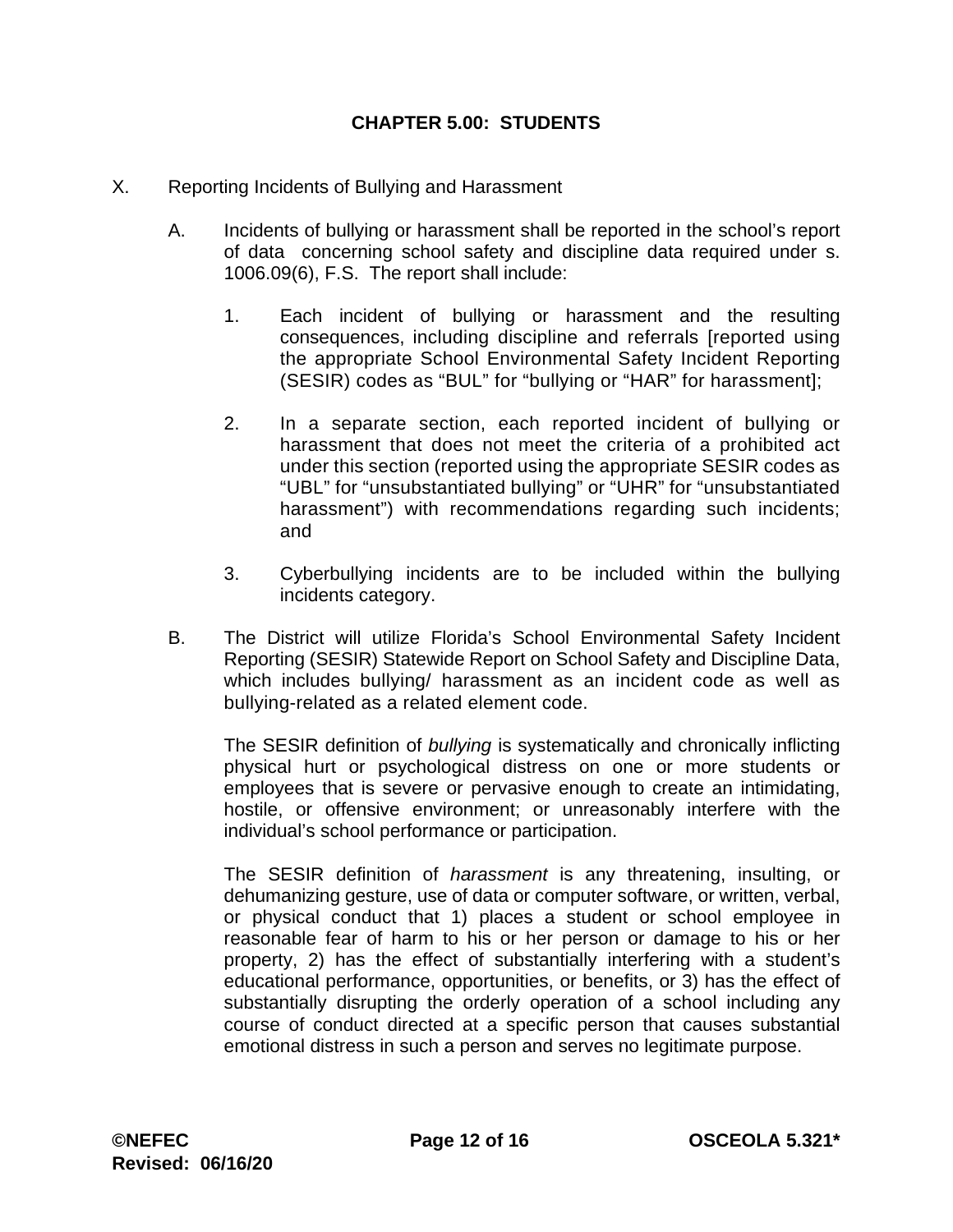**CHAPTER 5.00: STUDENTS**

X. Reporting Incidents of Bullying and Harassment

A. Incidents of bullying or harassment shall be reported in the school's report of data concerning school safety and discipline data required under s. 1006.09(6), F.S. The report shall include:

1. Each incident of bullying or harassment and the resulting consequences, including discipline and referrals [reported using the appropriate School Environmental Safety Incident Reporting (SESIR) codes as "BUL" for "bullying or "HAR" for harassment];

2. In a separate section, each reported incident of bullying or harassment that does not meet the criteria of a prohibited act under this section (reported using the appropriate SESIR codes as "UBL" for "unsubstantiated bullying" or "UHR" for "unsubstantiated harassment") with recommendations regarding such incidents; and

3. Cyberbullying incidents are to be included within the bullying incidents category.

B. The District will utilize Florida's School Environmental Safety Incident Reporting (SESIR) Statewide Report on School Safety and Discipline Data, which includes bullying/ harassment as an incident code as well as bullying-related as a related element code.

The SESIR definition of *bullying* is systematically and chronically inflicting physical hurt or psychological distress on one or more students or employees that is severe or pervasive enough to create an intimidating, hostile, or offensive environment; or unreasonably interfere with the individual's school performance or participation.

The SESIR definition of *harassment* is any threatening, insulting, or dehumanizing gesture, use of data or computer software, or written, verbal, or physical conduct that 1) places a student or school employee in reasonable fear of harm to his or her person or damage to his or her property, 2) has the effect of substantially interfering with a student's educational performance, opportunities, or benefits, or 3) has the effect of substantially disrupting the orderly operation of a school including any course of conduct directed at a specific person that causes substantial emotional distress in such a person and serves no legitimate purpose.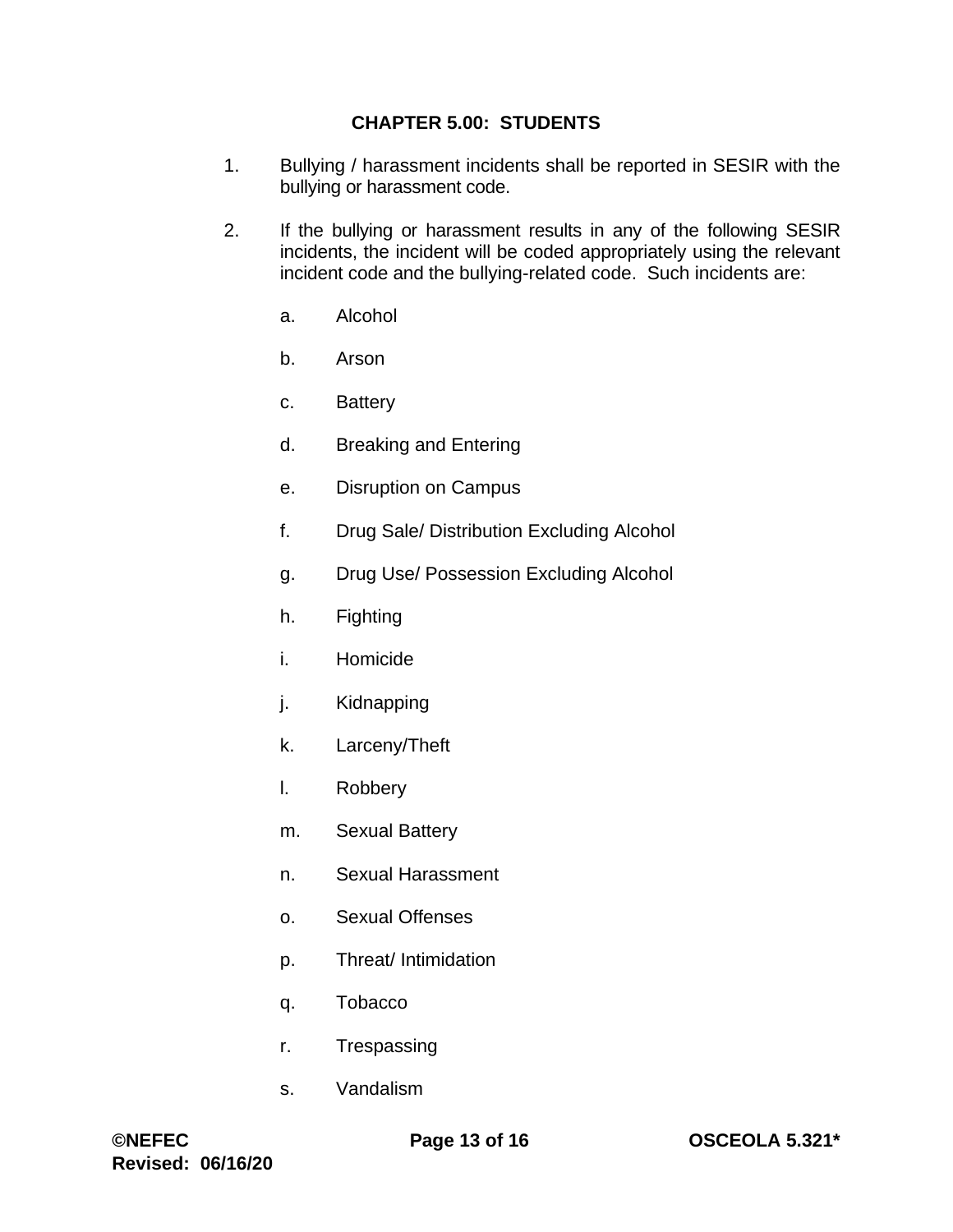**CHAPTER 5.00: STUDENTS**

1. Bullying / harassment incidents shall be reported in SESIR with the bullying or harassment code.

2. If the bullying or harassment results in any of the following SESIR incidents, the incident will be coded appropriately using the relevant incident code and the bullying-related code. Such incidents are:

   a. Alcohol

   b. Arson

   c. Battery

   d. Breaking and Entering

   e. Disruption on Campus

   f. Drug Sale/ Distribution Excluding Alcohol

   g. Drug Use/ Possession Excluding Alcohol

   h. Fighting

   i. Homicide

   j. Kidnapping

   k. Larceny/Theft

   l. Robbery

   m. Sexual Battery

   n. Sexual Harassment

   o. Sexual Offenses

   p. Threat/ Intimidation

   q. Tobacco

   r. Trespassing

   s. Vandalism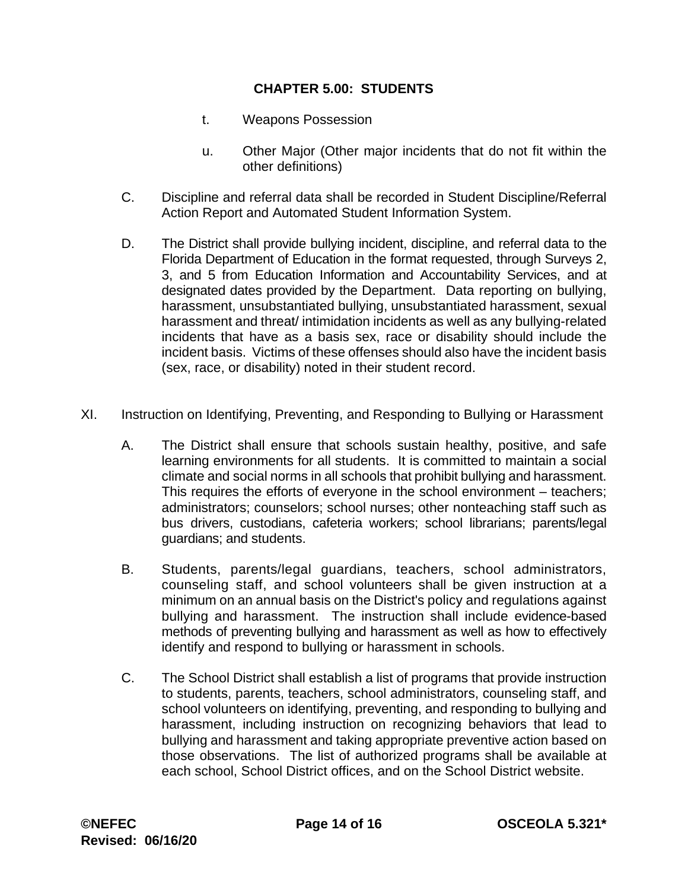t. Weapons Possession

u. Other Major (Other major incidents that do not fit within the other definitions)

C. Discipline and referral data shall be recorded in Student Discipline/Referral Action Report and Automated Student Information System.

D. The District shall provide bullying incident, discipline, and referral data to the Florida Department of Education in the format requested, through Surveys 2, 3, and 5 from Education Information and Accountability Services, and at designated dates provided by the Department. Data reporting on bullying, harassment, unsubstantiated bullying, unsubstantiated harassment, sexual harassment and threat/ intimidation incidents as well as any bullying-related incidents that have as a basis sex, race or disability should include the incident basis. Victims of these offenses should also have the incident basis (sex, race, or disability) noted in their student record.

XI. Instruction on Identifying, Preventing, and Responding to Bullying or Harassment

A. The District shall ensure that schools sustain healthy, positive, and safe learning environments for all students. It is committed to maintain a social climate and social norms in all schools that prohibit bullying and harassment. This requires the efforts of everyone in the school environment – teachers; administrators; counselors; school nurses; other nonteaching staff such as bus drivers, custodians, cafeteria workers; school librarians; parents/legal guardians; and students.

B. Students, parents/legal guardians, teachers, school administrators, counseling staff, and school volunteers shall be given instruction at a minimum on an annual basis on the District's policy and regulations against bullying and harassment. The instruction shall include evidence-based methods of preventing bullying and harassment as well as how to effectively identify and respond to bullying or harassment in schools.

C. The School District shall establish a list of programs that provide instruction to students, parents, teachers, school administrators, counseling staff, and school volunteers on identifying, preventing, and responding to bullying and harassment, including instruction on recognizing behaviors that lead to bullying and harassment and taking appropriate preventive action based on those observations. The list of authorized programs shall be available at each school, School District offices, and on the School District website.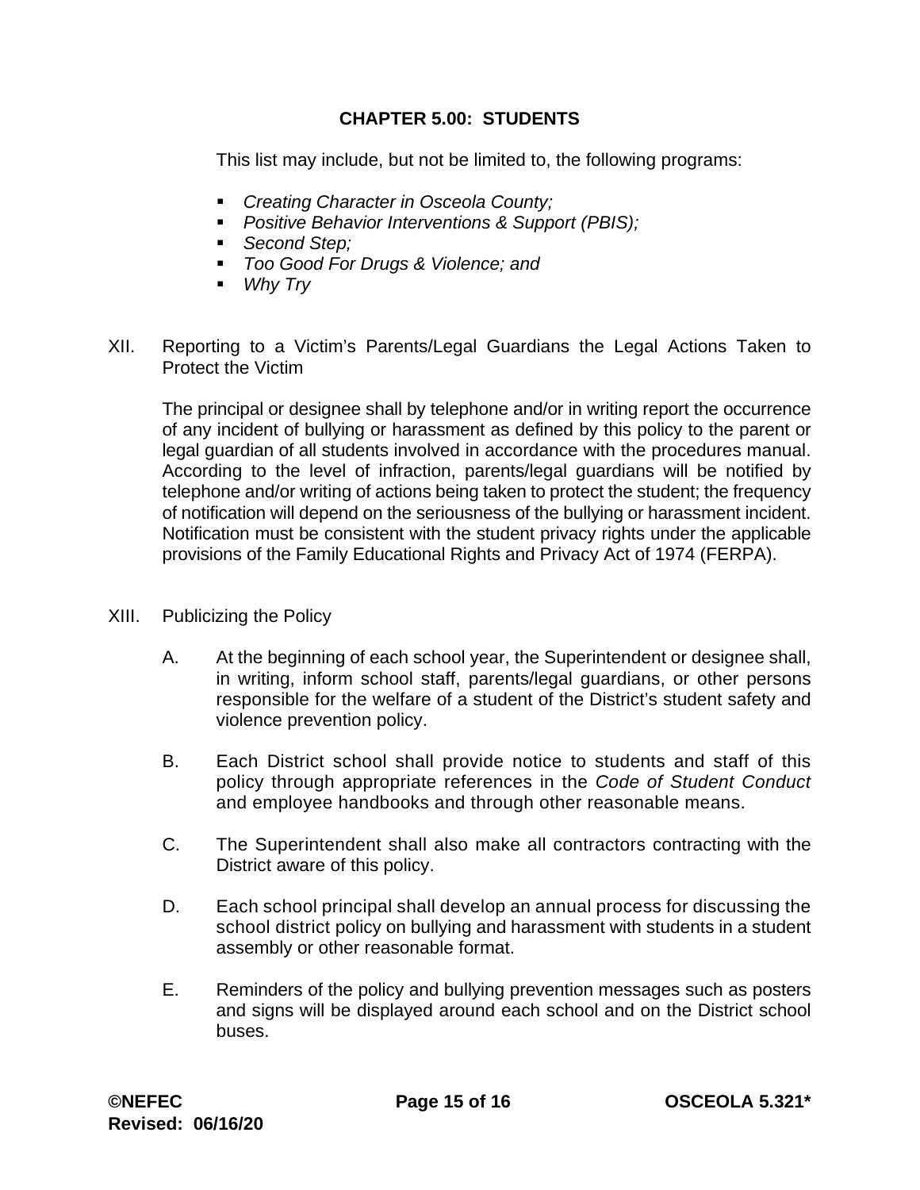This list may include, but not be limited to, the following programs:

- *Creating Character in Osceola County;*
- *Positive Behavior Interventions & Support (PBIS);*
- *Second Step;*
- *Too Good For Drugs & Violence; and*
- *Why Try*

XII. Reporting to a Victim's Parents/Legal Guardians the Legal Actions Taken to Protect the Victim

The principal or designee shall by telephone and/or in writing report the occurrence of any incident of bullying or harassment as defined by this policy to the parent or legal guardian of all students involved in accordance with the procedures manual. According to the level of infraction, parents/legal guardians will be notified by telephone and/or writing of actions being taken to protect the student; the frequency of notification will depend on the seriousness of the bullying or harassment incident. Notification must be consistent with the student privacy rights under the applicable provisions of the Family Educational Rights and Privacy Act of 1974 (FERPA).

XIII. Publicizing the Policy

A. At the beginning of each school year, the Superintendent or designee shall, in writing, inform school staff, parents/legal guardians, or other persons responsible for the welfare of a student of the District's student safety and violence prevention policy.

B. Each District school shall provide notice to students and staff of this policy through appropriate references in the *Code of Student Conduct* and employee handbooks and through other reasonable means.

C. The Superintendent shall also make all contractors contracting with the District aware of this policy.

D. Each school principal shall develop an annual process for discussing the school district policy on bullying and harassment with students in a student assembly or other reasonable format.

E. Reminders of the policy and bullying prevention messages such as posters and signs will be displayed around each school and on the District school buses.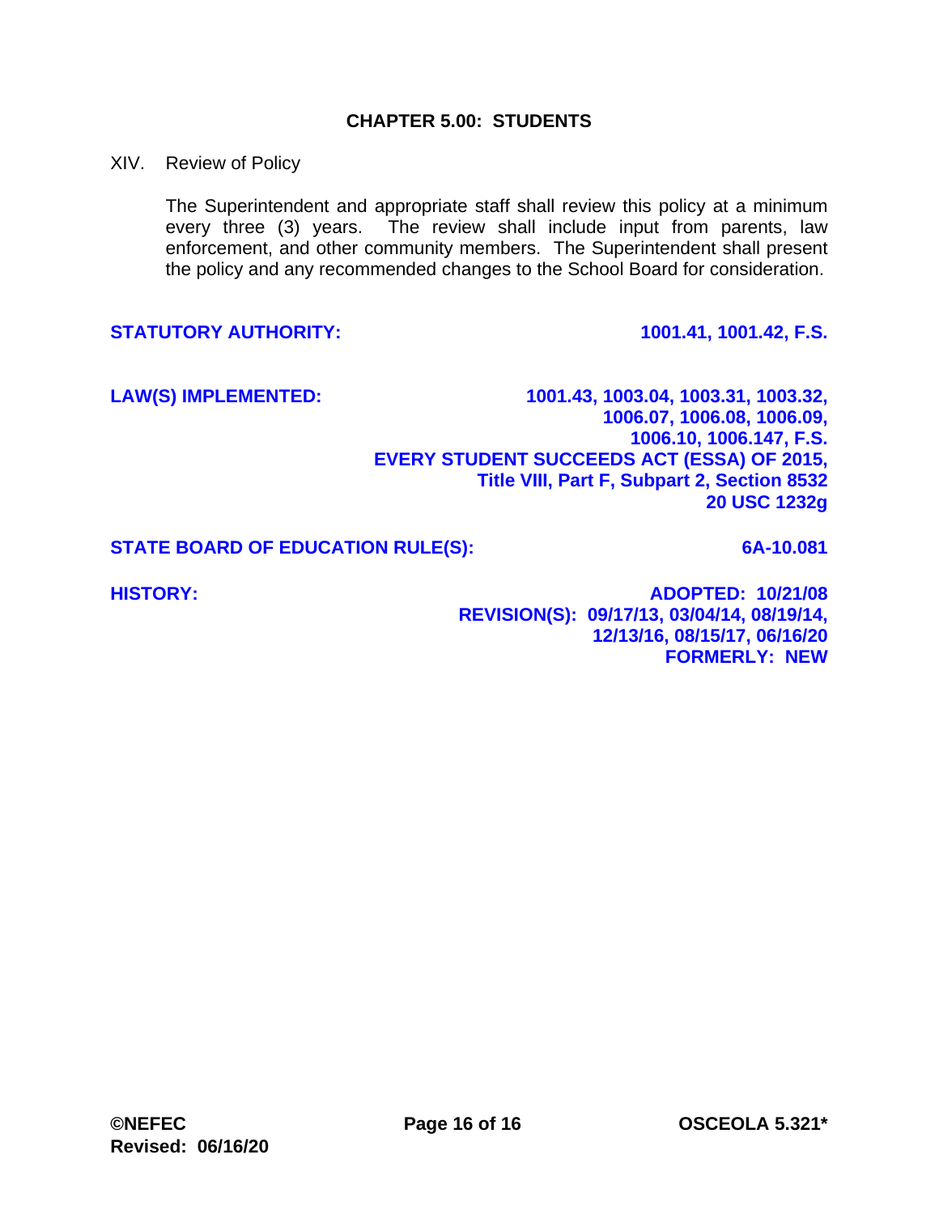**CHAPTER 5.00: STUDENTS**

XIV. Review of Policy

The Superintendent and appropriate staff shall review this policy at a minimum every three (3) years. The review shall include input from parents, law enforcement, and other community members. The Superintendent shall present the policy and any recommended changes to the School Board for consideration.

**STATUTORY AUTHORITY:** **1001.41, 1001.42, F.S.**

**LAW(S) IMPLEMENTED:** **1001.43, 1003.04, 1003.31, 1003.32, 1006.07, 1006.08, 1006.09, 1006.10, 1006.147, F.S.**
**EVERY STUDENT SUCCEEDS ACT (ESSA) OF 2015, Title VIII, Part F, Subpart 2, Section 8532**
**20 USC 1232g**

**STATE BOARD OF EDUCATION RULE(S):** **6A-10.081**

**HISTORY:** **ADOPTED: 10/21/08**
**REVISION(S): 09/17/13, 03/04/14, 08/19/14, 12/13/16, 08/15/17, 06/16/20**
**FORMERLY: NEW**